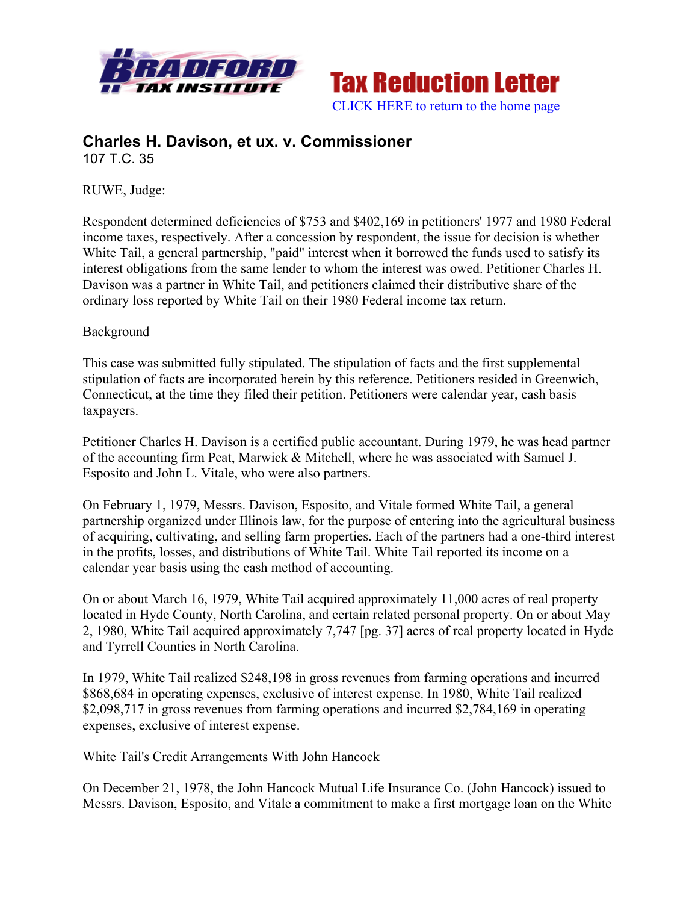Tax Reduction Letter

CLICK HERE to return to the home page

# Charles H. Davison, et ux. v. Commissioner

107 T.C. 35

RUWE, Judge:

Respondent determined deficiencies of $753 and $402,169 in petitioners' 1977 and 1980 Federal income taxes, respectively. After a concession by respondent, the issue for decision is whether White Tail, a general partnership, "paid" interest when it borrowed the funds used to satisfy its interest obligations from the same lender to whom the interest was owed. Petitioner Charles H. Davison was a partner in White Tail, and petitioners claimed their distributive share of the ordinary loss reported by White Tail on their 1980 Federal income tax return.

Background

This case was submitted fully stipulated. The stipulation of facts and the first supplemental stipulation of facts are incorporated herein by this reference. Petitioners resided in Greenwich, Connecticut, at the time they filed their petition. Petitioners were calendar year, cash basis taxpayers.

Petitioner Charles H. Davison is a certified public accountant. During 1979, he was head partner of the accounting firm Peat, Marwick & Mitchell, where he was associated with Samuel J. Esposito and John L. Vitale, who were also partners.

On February 1, 1979, Messrs. Davison, Esposito, and Vitale formed White Tail, a general partnership organized under Illinois law, for the purpose of entering into the agricultural business of acquiring, cultivating, and selling farm properties. Each of the partners had a one-third interest in the profits, losses, and distributions of White Tail. White Tail reported its income on a calendar year basis using the cash method of accounting.

On or about March 16, 1979, White Tail acquired approximately 11,000 acres of real property located in Hyde County, North Carolina, and certain related personal property. On or about May 2, 1980, White Tail acquired approximately 7,747 [pg. 37] acres of real property located in Hyde and Tyrrell Counties in North Carolina.

In 1979, White Tail realized $248,198 in gross revenues from farming operations and incurred $868,684 in operating expenses, exclusive of interest expense. In 1980, White Tail realized $2,098,717 in gross revenues from farming operations and incurred $2,784,169 in operating expenses, exclusive of interest expense.

White Tail's Credit Arrangements With John Hancock

On December 21, 1978, the John Hancock Mutual Life Insurance Co. (John Hancock) issued to Messrs. Davison, Esposito, and Vitale a commitment to make a first mortgage loan on the White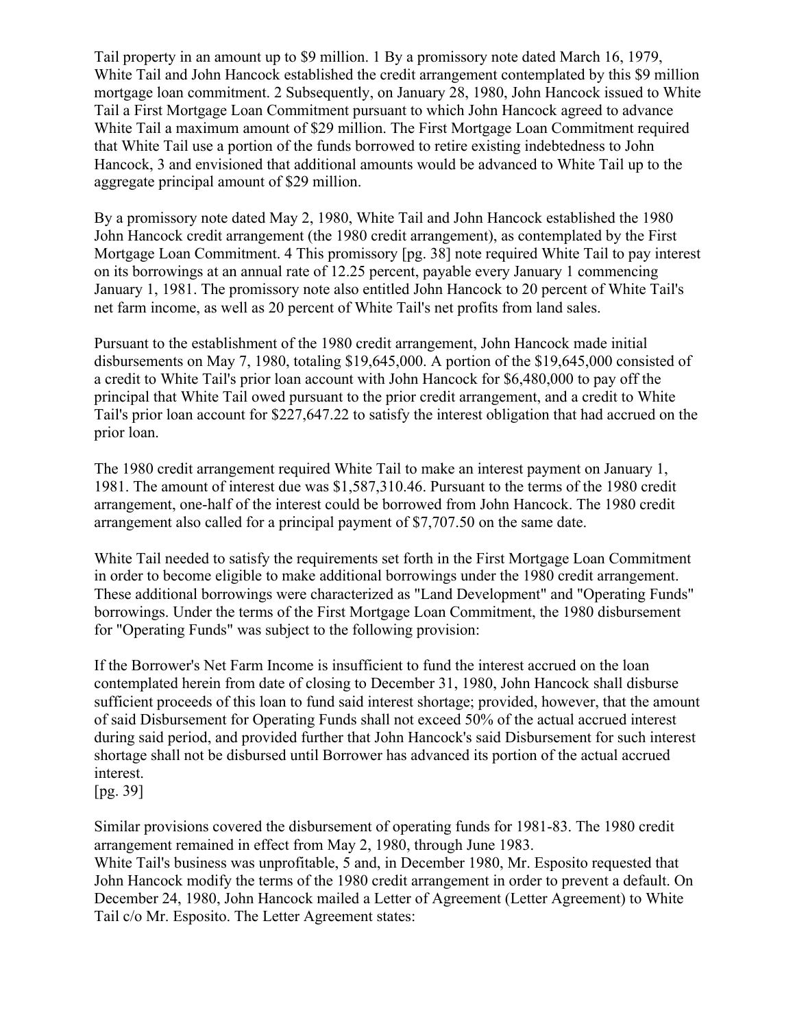Tail property in an amount up to $9 million. [1] By a promissory note dated March 16, 1979, White Tail and John Hancock established the credit arrangement contemplated by this $9 million mortgage loan commitment. [2] Subsequently, on January 28, 1980, John Hancock issued to White Tail a First Mortgage Loan Commitment pursuant to which John Hancock agreed to advance White Tail a maximum amount of $29 million. The First Mortgage Loan Commitment required that White Tail use a portion of the funds borrowed to retire existing indebtedness to John Hancock, [3] and envisioned that additional amounts would be advanced to White Tail up to the aggregate principal amount of $29 million.

By a promissory note dated May 2, 1980, White Tail and John Hancock established the 1980 John Hancock credit arrangement (the 1980 credit arrangement), as contemplated by the First Mortgage Loan Commitment. [4] This promissory [pg. 38] note required White Tail to pay interest on its borrowings at an annual rate of 12.25 percent, payable every January 1 commencing January 1, 1981. The promissory note also entitled John Hancock to 20 percent of White Tail's net farm income, as well as 20 percent of White Tail's net profits from land sales.

Pursuant to the establishment of the 1980 credit arrangement, John Hancock made initial disbursements on May 7, 1980, totaling $19,645,000. A portion of the $19,645,000 consisted of a credit to White Tail's prior loan account with John Hancock for $6,480,000 to pay off the principal that White Tail owed pursuant to the prior credit arrangement, and a credit to White Tail's prior loan account for $227,647.22 to satisfy the interest obligation that had accrued on the prior loan.

The 1980 credit arrangement required White Tail to make an interest payment on January 1, 1981. The amount of interest due was $1,587,310.46. Pursuant to the terms of the 1980 credit arrangement, one-half of the interest could be borrowed from John Hancock. The 1980 credit arrangement also called for a principal payment of $7,707.50 on the same date.

White Tail needed to satisfy the requirements set forth in the First Mortgage Loan Commitment in order to become eligible to make additional borrowings under the 1980 credit arrangement. These additional borrowings were characterized as "Land Development" and "Operating Funds" borrowings. Under the terms of the First Mortgage Loan Commitment, the 1980 disbursement for "Operating Funds" was subject to the following provision:

If the Borrower's Net Farm Income is insufficient to fund the interest accrued on the loan contemplated herein from date of closing to December 31, 1980, John Hancock shall disburse sufficient proceeds of this loan to fund said interest shortage; provided, however, that the amount of said Disbursement for Operating Funds shall not exceed 50% of the actual accrued interest during said period, and provided further that John Hancock's said Disbursement for such interest shortage shall not be disbursed until Borrower has advanced its portion of the actual accrued interest.
[pg. 39]

Similar provisions covered the disbursement of operating funds for 1981-83. The 1980 credit arrangement remained in effect from May 2, 1980, through June 1983.
White Tail's business was unprofitable, [5] and, in December 1980, Mr. Esposito requested that John Hancock modify the terms of the 1980 credit arrangement in order to prevent a default. On December 24, 1980, John Hancock mailed a Letter of Agreement (Letter Agreement) to White Tail c/o Mr. Esposito. The Letter Agreement states: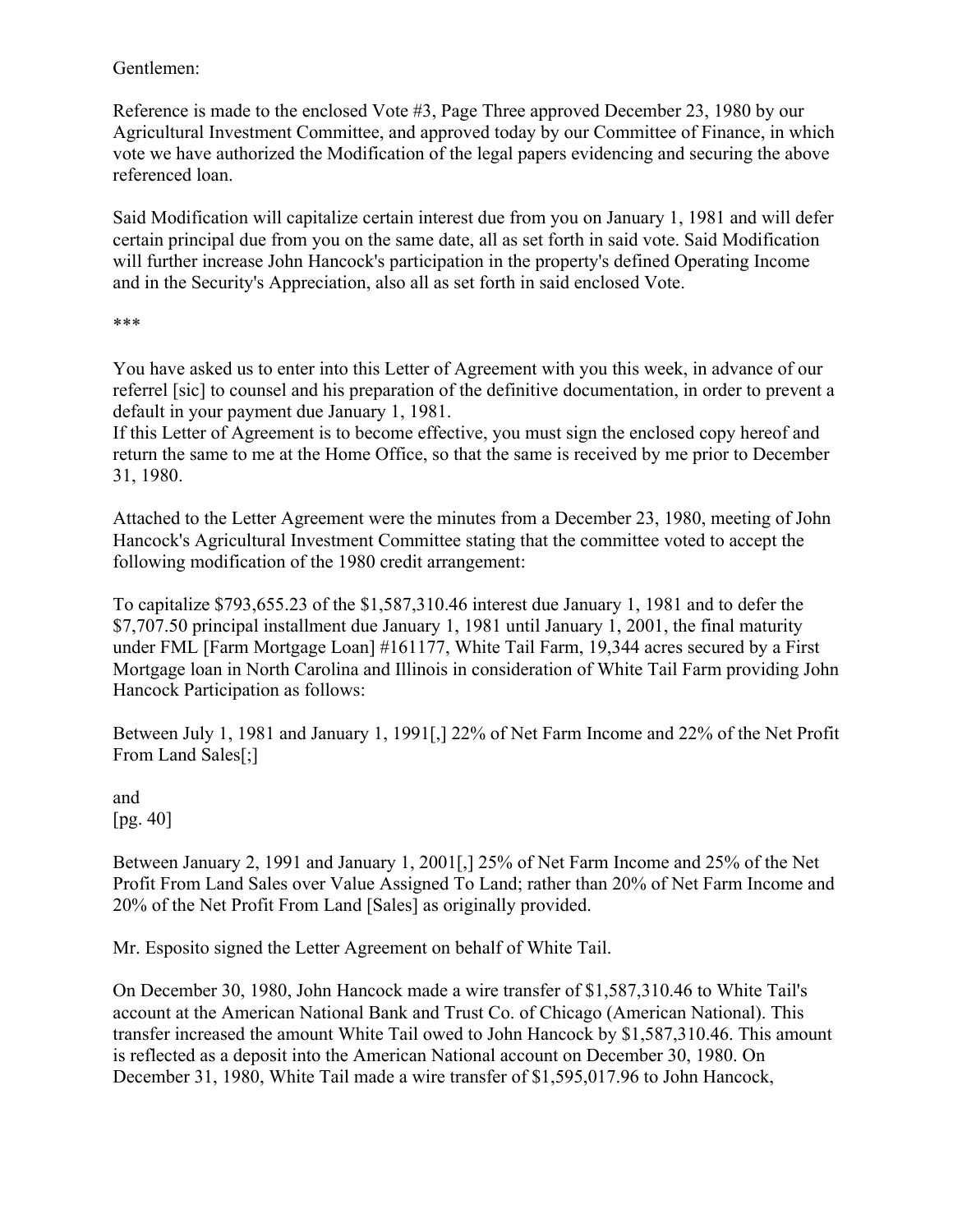Gentlemen:

Reference is made to the enclosed Vote #3, Page Three approved December 23, 1980 by our Agricultural Investment Committee, and approved today by our Committee of Finance, in which vote we have authorized the Modification of the legal papers evidencing and securing the above referenced loan.

Said Modification will capitalize certain interest due from you on January 1, 1981 and will defer certain principal due from you on the same date, all as set forth in said vote. Said Modification will further increase John Hancock's participation in the property's defined Operating Income and in the Security's Appreciation, also all as set forth in said enclosed Vote.

***

You have asked us to enter into this Letter of Agreement with you this week, in advance of our referrel [sic] to counsel and his preparation of the definitive documentation, in order to prevent a default in your payment due January 1, 1981.
If this Letter of Agreement is to become effective, you must sign the enclosed copy hereof and return the same to me at the Home Office, so that the same is received by me prior to December 31, 1980.

Attached to the Letter Agreement were the minutes from a December 23, 1980, meeting of John Hancock's Agricultural Investment Committee stating that the committee voted to accept the following modification of the 1980 credit arrangement:

To capitalize $793,655.23 of the $1,587,310.46 interest due January 1, 1981 and to defer the $7,707.50 principal installment due January 1, 1981 until January 1, 2001, the final maturity under FML [Farm Mortgage Loan] #161177, White Tail Farm, 19,344 acres secured by a First Mortgage loan in North Carolina and Illinois in consideration of White Tail Farm providing John Hancock Participation as follows:

Between July 1, 1981 and January 1, 1991[,] 22% of Net Farm Income and 22% of the Net Profit From Land Sales[;]

and
[pg. 40]

Between January 2, 1991 and January 1, 2001[,] 25% of Net Farm Income and 25% of the Net Profit From Land Sales over Value Assigned To Land; rather than 20% of Net Farm Income and 20% of the Net Profit From Land [Sales] as originally provided.

Mr. Esposito signed the Letter Agreement on behalf of White Tail.

On December 30, 1980, John Hancock made a wire transfer of $1,587,310.46 to White Tail's account at the American National Bank and Trust Co. of Chicago (American National). This transfer increased the amount White Tail owed to John Hancock by $1,587,310.46. This amount is reflected as a deposit into the American National account on December 30, 1980. On December 31, 1980, White Tail made a wire transfer of $1,595,017.96 to John Hancock,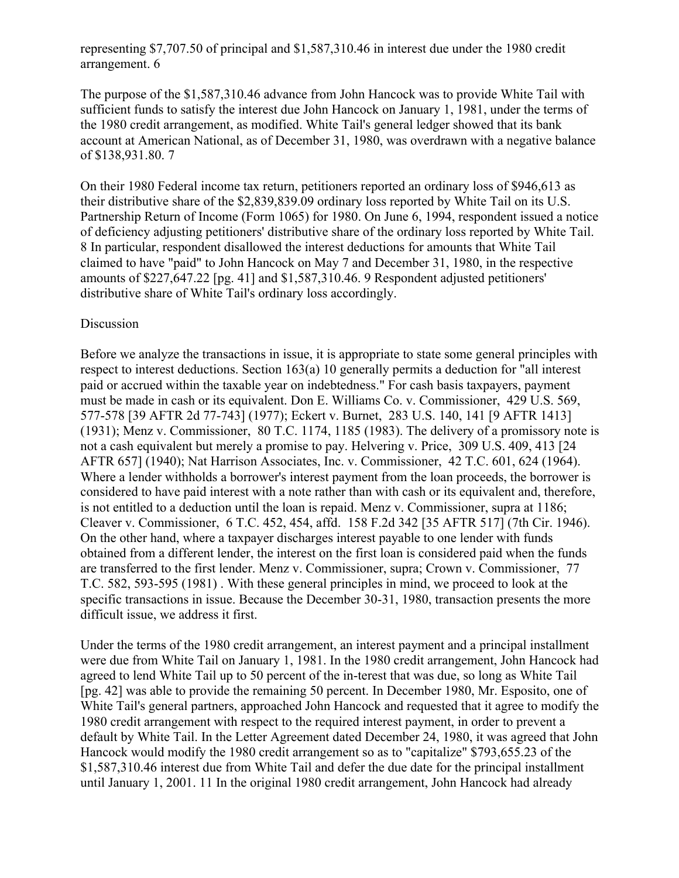representing $7,707.50 of principal and $1,587,310.46 in interest due under the 1980 credit arrangement. 6

The purpose of the $1,587,310.46 advance from John Hancock was to provide White Tail with sufficient funds to satisfy the interest due John Hancock on January 1, 1981, under the terms of the 1980 credit arrangement, as modified. White Tail's general ledger showed that its bank account at American National, as of December 31, 1980, was overdrawn with a negative balance of $138,931.80. 7

On their 1980 Federal income tax return, petitioners reported an ordinary loss of $946,613 as their distributive share of the $2,839,839.09 ordinary loss reported by White Tail on its U.S. Partnership Return of Income (Form 1065) for 1980. On June 6, 1994, respondent issued a notice of deficiency adjusting petitioners' distributive share of the ordinary loss reported by White Tail. 8 In particular, respondent disallowed the interest deductions for amounts that White Tail claimed to have "paid" to John Hancock on May 7 and December 31, 1980, in the respective amounts of $227,647.22 [pg. 41] and $1,587,310.46. 9 Respondent adjusted petitioners' distributive share of White Tail's ordinary loss accordingly.

Discussion

Before we analyze the transactions in issue, it is appropriate to state some general principles with respect to interest deductions. Section 163(a) 10 generally permits a deduction for "all interest paid or accrued within the taxable year on indebtedness." For cash basis taxpayers, payment must be made in cash or its equivalent. Don E. Williams Co. v. Commissioner, 429 U.S. 569, 577-578 [39 AFTR 2d 77-743] (1977); Eckert v. Burnet, 283 U.S. 140, 141 [9 AFTR 1413] (1931); Menz v. Commissioner, 80 T.C. 1174, 1185 (1983). The delivery of a promissory note is not a cash equivalent but merely a promise to pay. Helvering v. Price, 309 U.S. 409, 413 [24 AFTR 657] (1940); Nat Harrison Associates, Inc. v. Commissioner, 42 T.C. 601, 624 (1964). Where a lender withholds a borrower's interest payment from the loan proceeds, the borrower is considered to have paid interest with a note rather than with cash or its equivalent and, therefore, is not entitled to a deduction until the loan is repaid. Menz v. Commissioner, supra at 1186; Cleaver v. Commissioner, 6 T.C. 452, 454, affd. 158 F.2d 342 [35 AFTR 517] (7th Cir. 1946). On the other hand, where a taxpayer discharges interest payable to one lender with funds obtained from a different lender, the interest on the first loan is considered paid when the funds are transferred to the first lender. Menz v. Commissioner, supra; Crown v. Commissioner, 77 T.C. 582, 593-595 (1981) . With these general principles in mind, we proceed to look at the specific transactions in issue. Because the December 30-31, 1980, transaction presents the more difficult issue, we address it first.

Under the terms of the 1980 credit arrangement, an interest payment and a principal installment were due from White Tail on January 1, 1981. In the 1980 credit arrangement, John Hancock had agreed to lend White Tail up to 50 percent of the in-terest that was due, so long as White Tail [pg. 42] was able to provide the remaining 50 percent. In December 1980, Mr. Esposito, one of White Tail's general partners, approached John Hancock and requested that it agree to modify the 1980 credit arrangement with respect to the required interest payment, in order to prevent a default by White Tail. In the Letter Agreement dated December 24, 1980, it was agreed that John Hancock would modify the 1980 credit arrangement so as to "capitalize" $793,655.23 of the $1,587,310.46 interest due from White Tail and defer the due date for the principal installment until January 1, 2001. 11 In the original 1980 credit arrangement, John Hancock had already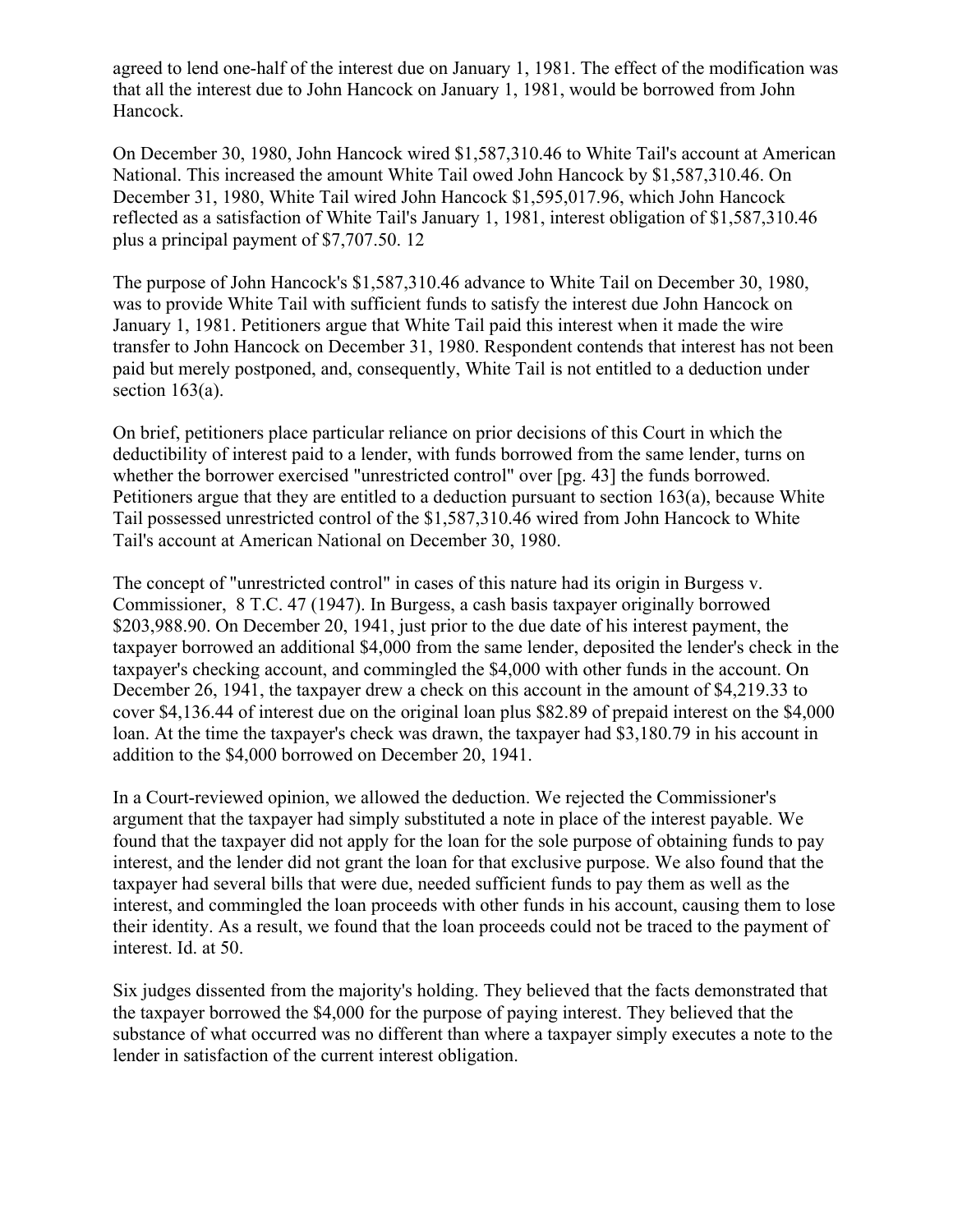agreed to lend one-half of the interest due on January 1, 1981. The effect of the modification was that all the interest due to John Hancock on January 1, 1981, would be borrowed from John Hancock.

On December 30, 1980, John Hancock wired $1,587,310.46 to White Tail's account at American National. This increased the amount White Tail owed John Hancock by $1,587,310.46. On December 31, 1980, White Tail wired John Hancock $1,595,017.96, which John Hancock reflected as a satisfaction of White Tail's January 1, 1981, interest obligation of $1,587,310.46 plus a principal payment of $7,707.50. 12

The purpose of John Hancock's $1,587,310.46 advance to White Tail on December 30, 1980, was to provide White Tail with sufficient funds to satisfy the interest due John Hancock on January 1, 1981. Petitioners argue that White Tail paid this interest when it made the wire transfer to John Hancock on December 31, 1980. Respondent contends that interest has not been paid but merely postponed, and, consequently, White Tail is not entitled to a deduction under section 163(a).

On brief, petitioners place particular reliance on prior decisions of this Court in which the deductibility of interest paid to a lender, with funds borrowed from the same lender, turns on whether the borrower exercised "unrestricted control" over [pg. 43] the funds borrowed. Petitioners argue that they are entitled to a deduction pursuant to section 163(a), because White Tail possessed unrestricted control of the $1,587,310.46 wired from John Hancock to White Tail's account at American National on December 30, 1980.

The concept of "unrestricted control" in cases of this nature had its origin in Burgess v. Commissioner, 8 T.C. 47 (1947). In Burgess, a cash basis taxpayer originally borrowed $203,988.90. On December 20, 1941, just prior to the due date of his interest payment, the taxpayer borrowed an additional $4,000 from the same lender, deposited the lender's check in the taxpayer's checking account, and commingled the $4,000 with other funds in the account. On December 26, 1941, the taxpayer drew a check on this account in the amount of $4,219.33 to cover $4,136.44 of interest due on the original loan plus $82.89 of prepaid interest on the $4,000 loan. At the time the taxpayer's check was drawn, the taxpayer had $3,180.79 in his account in addition to the $4,000 borrowed on December 20, 1941.

In a Court-reviewed opinion, we allowed the deduction. We rejected the Commissioner's argument that the taxpayer had simply substituted a note in place of the interest payable. We found that the taxpayer did not apply for the loan for the sole purpose of obtaining funds to pay interest, and the lender did not grant the loan for that exclusive purpose. We also found that the taxpayer had several bills that were due, needed sufficient funds to pay them as well as the interest, and commingled the loan proceeds with other funds in his account, causing them to lose their identity. As a result, we found that the loan proceeds could not be traced to the payment of interest. Id. at 50.

Six judges dissented from the majority's holding. They believed that the facts demonstrated that the taxpayer borrowed the $4,000 for the purpose of paying interest. They believed that the substance of what occurred was no different than where a taxpayer simply executes a note to the lender in satisfaction of the current interest obligation.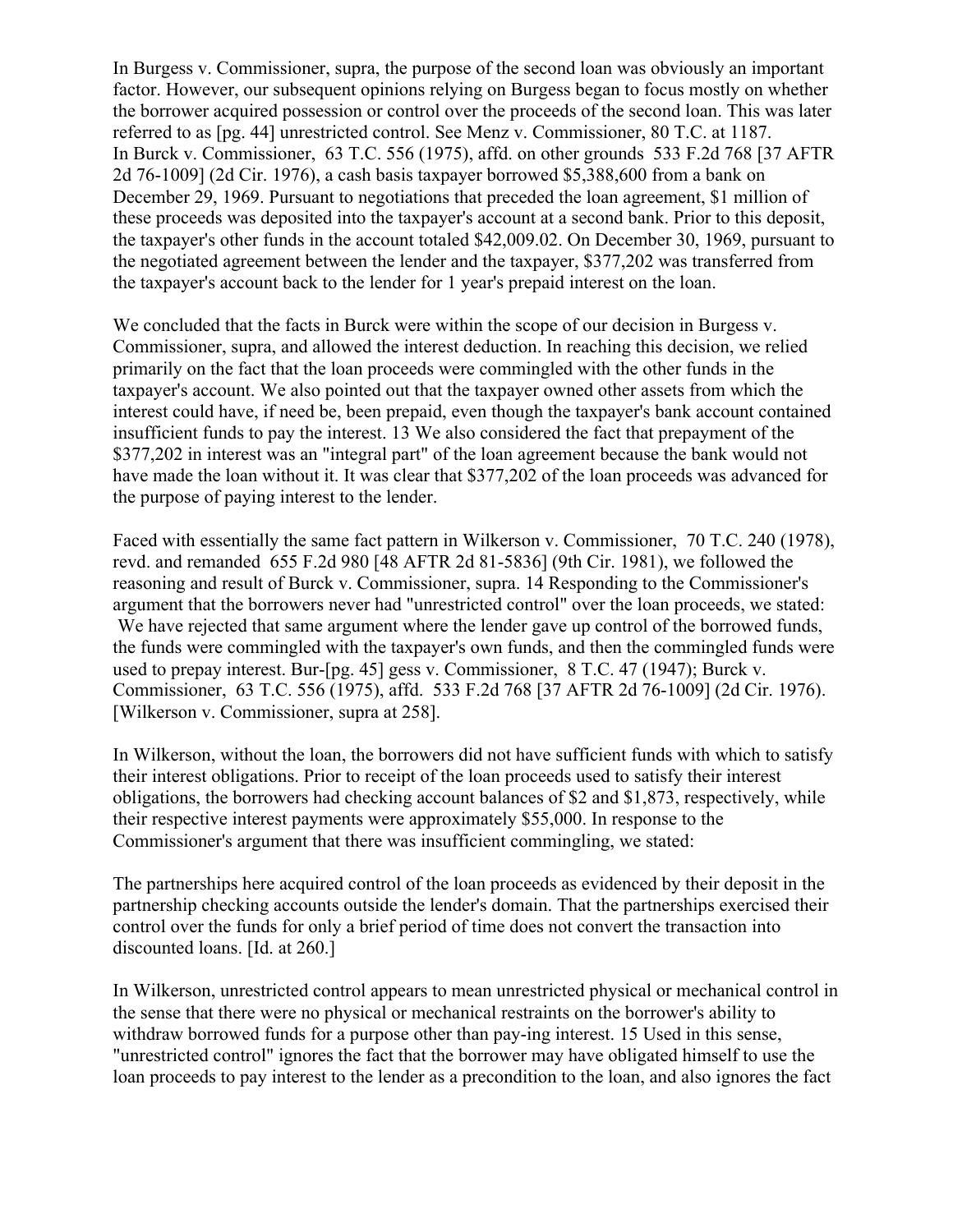In Burgess v. Commissioner, supra, the purpose of the second loan was obviously an important factor. However, our subsequent opinions relying on Burgess began to focus mostly on whether the borrower acquired possession or control over the proceeds of the second loan. This was later referred to as [pg. 44] unrestricted control. See Menz v. Commissioner, 80 T.C. at 1187.
In Burck v. Commissioner, 63 T.C. 556 (1975), affd. on other grounds 533 F.2d 768 [37 AFTR 2d 76-1009] (2d Cir. 1976), a cash basis taxpayer borrowed $5,388,600 from a bank on December 29, 1969. Pursuant to negotiations that preceded the loan agreement, $1 million of these proceeds was deposited into the taxpayer's account at a second bank. Prior to this deposit, the taxpayer's other funds in the account totaled $42,009.02. On December 30, 1969, pursuant to the negotiated agreement between the lender and the taxpayer, $377,202 was transferred from the taxpayer's account back to the lender for 1 year's prepaid interest on the loan.

We concluded that the facts in Burck were within the scope of our decision in Burgess v. Commissioner, supra, and allowed the interest deduction. In reaching this decision, we relied primarily on the fact that the loan proceeds were commingled with the other funds in the taxpayer's account. We also pointed out that the taxpayer owned other assets from which the interest could have, if need be, been prepaid, even though the taxpayer's bank account contained insufficient funds to pay the interest. 13 We also considered the fact that prepayment of the $377,202 in interest was an "integral part" of the loan agreement because the bank would not have made the loan without it. It was clear that $377,202 of the loan proceeds was advanced for the purpose of paying interest to the lender.

Faced with essentially the same fact pattern in Wilkerson v. Commissioner, 70 T.C. 240 (1978), revd. and remanded 655 F.2d 980 [48 AFTR 2d 81-5836] (9th Cir. 1981), we followed the reasoning and result of Burck v. Commissioner, supra. 14 Responding to the Commissioner's argument that the borrowers never had "unrestricted control" over the loan proceeds, we stated:
We have rejected that same argument where the lender gave up control of the borrowed funds, the funds were commingled with the taxpayer's own funds, and then the commingled funds were used to prepay interest. Bur-[pg. 45] gess v. Commissioner, 8 T.C. 47 (1947); Burck v. Commissioner, 63 T.C. 556 (1975), affd. 533 F.2d 768 [37 AFTR 2d 76-1009] (2d Cir. 1976). [Wilkerson v. Commissioner, supra at 258].

In Wilkerson, without the loan, the borrowers did not have sufficient funds with which to satisfy their interest obligations. Prior to receipt of the loan proceeds used to satisfy their interest obligations, the borrowers had checking account balances of $2 and $1,873, respectively, while their respective interest payments were approximately $55,000. In response to the Commissioner's argument that there was insufficient commingling, we stated:

The partnerships here acquired control of the loan proceeds as evidenced by their deposit in the partnership checking accounts outside the lender's domain. That the partnerships exercised their control over the funds for only a brief period of time does not convert the transaction into discounted loans. [Id. at 260.]

In Wilkerson, unrestricted control appears to mean unrestricted physical or mechanical control in the sense that there were no physical or mechanical restraints on the borrower's ability to withdraw borrowed funds for a purpose other than pay-ing interest. 15 Used in this sense, "unrestricted control" ignores the fact that the borrower may have obligated himself to use the loan proceeds to pay interest to the lender as a precondition to the loan, and also ignores the fact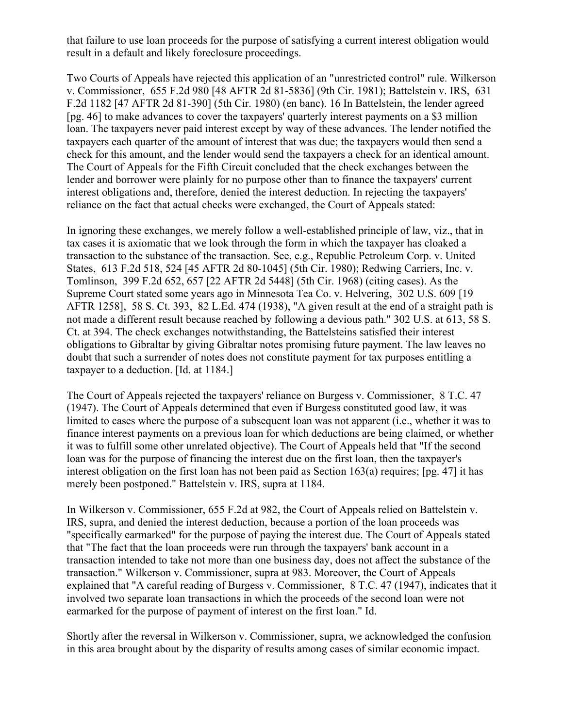that failure to use loan proceeds for the purpose of satisfying a current interest obligation would result in a default and likely foreclosure proceedings.

Two Courts of Appeals have rejected this application of an "unrestricted control" rule. Wilkerson v. Commissioner, 655 F.2d 980 [48 AFTR 2d 81-5836] (9th Cir. 1981); Battelstein v. IRS, 631 F.2d 1182 [47 AFTR 2d 81-390] (5th Cir. 1980) (en banc). 16 In Battelstein, the lender agreed [pg. 46] to make advances to cover the taxpayers' quarterly interest payments on a $3 million loan. The taxpayers never paid interest except by way of these advances. The lender notified the taxpayers each quarter of the amount of interest that was due; the taxpayers would then send a check for this amount, and the lender would send the taxpayers a check for an identical amount. The Court of Appeals for the Fifth Circuit concluded that the check exchanges between the lender and borrower were plainly for no purpose other than to finance the taxpayers' current interest obligations and, therefore, denied the interest deduction. In rejecting the taxpayers' reliance on the fact that actual checks were exchanged, the Court of Appeals stated:

In ignoring these exchanges, we merely follow a well-established principle of law, viz., that in tax cases it is axiomatic that we look through the form in which the taxpayer has cloaked a transaction to the substance of the transaction. See, e.g., Republic Petroleum Corp. v. United States, 613 F.2d 518, 524 [45 AFTR 2d 80-1045] (5th Cir. 1980); Redwing Carriers, Inc. v. Tomlinson, 399 F.2d 652, 657 [22 AFTR 2d 5448] (5th Cir. 1968) (citing cases). As the Supreme Court stated some years ago in Minnesota Tea Co. v. Helvering, 302 U.S. 609 [19 AFTR 1258], 58 S. Ct. 393, 82 L.Ed. 474 (1938), "A given result at the end of a straight path is not made a different result because reached by following a devious path." 302 U.S. at 613, 58 S. Ct. at 394. The check exchanges notwithstanding, the Battelsteins satisfied their interest obligations to Gibraltar by giving Gibraltar notes promising future payment. The law leaves no doubt that such a surrender of notes does not constitute payment for tax purposes entitling a taxpayer to a deduction. [Id. at 1184.]

The Court of Appeals rejected the taxpayers' reliance on Burgess v. Commissioner, 8 T.C. 47 (1947). The Court of Appeals determined that even if Burgess constituted good law, it was limited to cases where the purpose of a subsequent loan was not apparent (i.e., whether it was to finance interest payments on a previous loan for which deductions are being claimed, or whether it was to fulfill some other unrelated objective). The Court of Appeals held that "If the second loan was for the purpose of financing the interest due on the first loan, then the taxpayer's interest obligation on the first loan has not been paid as Section 163(a) requires; [pg. 47] it has merely been postponed." Battelstein v. IRS, supra at 1184.

In Wilkerson v. Commissioner, 655 F.2d at 982, the Court of Appeals relied on Battelstein v. IRS, supra, and denied the interest deduction, because a portion of the loan proceeds was "specifically earmarked" for the purpose of paying the interest due. The Court of Appeals stated that "The fact that the loan proceeds were run through the taxpayers' bank account in a transaction intended to take not more than one business day, does not affect the substance of the transaction." Wilkerson v. Commissioner, supra at 983. Moreover, the Court of Appeals explained that "A careful reading of Burgess v. Commissioner, 8 T.C. 47 (1947), indicates that it involved two separate loan transactions in which the proceeds of the second loan were not earmarked for the purpose of payment of interest on the first loan." Id.

Shortly after the reversal in Wilkerson v. Commissioner, supra, we acknowledged the confusion in this area brought about by the disparity of results among cases of similar economic impact.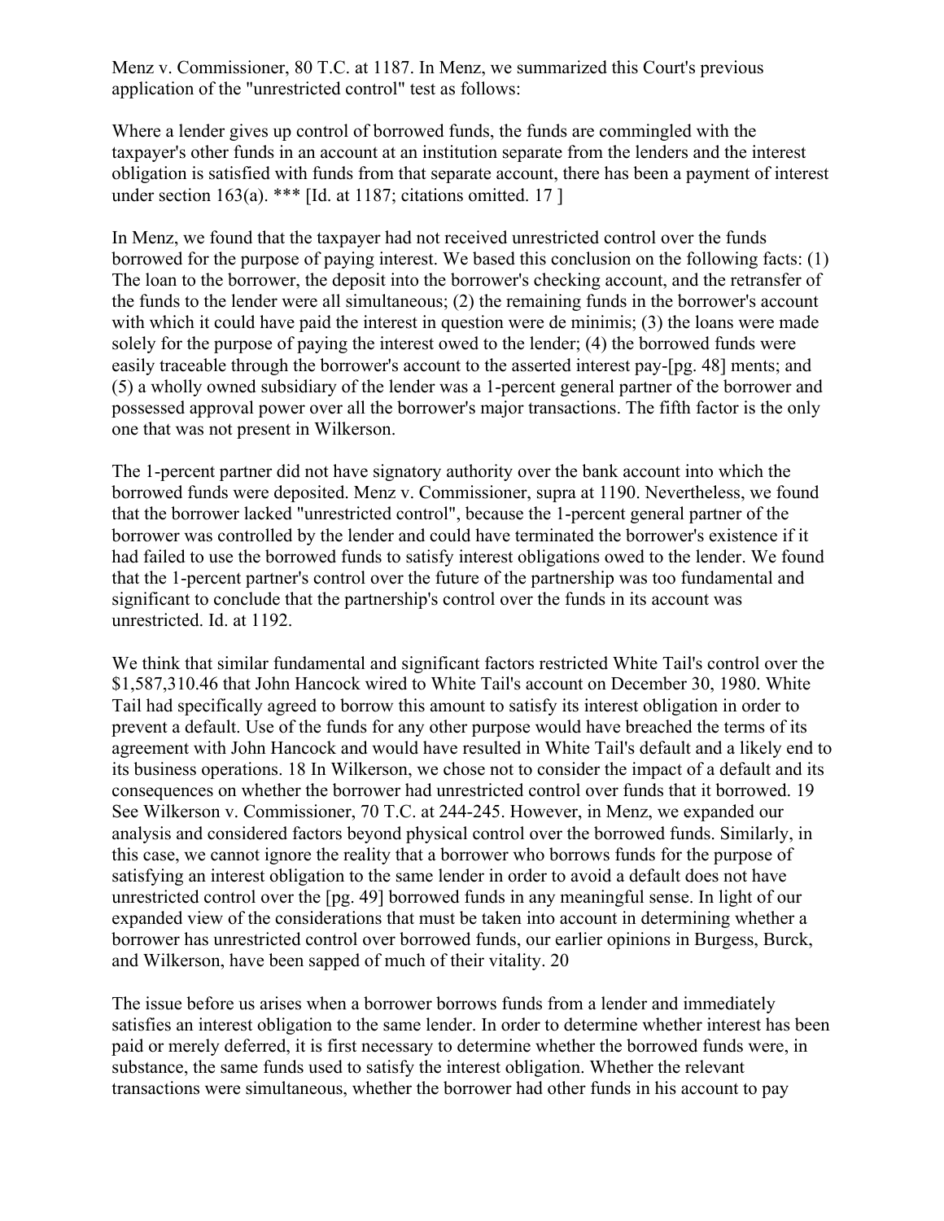Menz v. Commissioner, 80 T.C. at 1187. In Menz, we summarized this Court's previous application of the "unrestricted control" test as follows:

Where a lender gives up control of borrowed funds, the funds are commingled with the taxpayer's other funds in an account at an institution separate from the lenders and the interest obligation is satisfied with funds from that separate account, there has been a payment of interest under section 163(a). *** [Id. at 1187; citations omitted. 17 ]

In Menz, we found that the taxpayer had not received unrestricted control over the funds borrowed for the purpose of paying interest. We based this conclusion on the following facts: (1) The loan to the borrower, the deposit into the borrower's checking account, and the retransfer of the funds to the lender were all simultaneous; (2) the remaining funds in the borrower's account with which it could have paid the interest in question were de minimis; (3) the loans were made solely for the purpose of paying the interest owed to the lender; (4) the borrowed funds were easily traceable through the borrower's account to the asserted interest pay-[pg. 48] ments; and (5) a wholly owned subsidiary of the lender was a 1-percent general partner of the borrower and possessed approval power over all the borrower's major transactions. The fifth factor is the only one that was not present in Wilkerson.

The 1-percent partner did not have signatory authority over the bank account into which the borrowed funds were deposited. Menz v. Commissioner, supra at 1190. Nevertheless, we found that the borrower lacked "unrestricted control", because the 1-percent general partner of the borrower was controlled by the lender and could have terminated the borrower's existence if it had failed to use the borrowed funds to satisfy interest obligations owed to the lender. We found that the 1-percent partner's control over the future of the partnership was too fundamental and significant to conclude that the partnership's control over the funds in its account was unrestricted. Id. at 1192.

We think that similar fundamental and significant factors restricted White Tail's control over the $1,587,310.46 that John Hancock wired to White Tail's account on December 30, 1980. White Tail had specifically agreed to borrow this amount to satisfy its interest obligation in order to prevent a default. Use of the funds for any other purpose would have breached the terms of its agreement with John Hancock and would have resulted in White Tail's default and a likely end to its business operations. 18 In Wilkerson, we chose not to consider the impact of a default and its consequences on whether the borrower had unrestricted control over funds that it borrowed. 19 See Wilkerson v. Commissioner, 70 T.C. at 244-245. However, in Menz, we expanded our analysis and considered factors beyond physical control over the borrowed funds. Similarly, in this case, we cannot ignore the reality that a borrower who borrows funds for the purpose of satisfying an interest obligation to the same lender in order to avoid a default does not have unrestricted control over the [pg. 49] borrowed funds in any meaningful sense. In light of our expanded view of the considerations that must be taken into account in determining whether a borrower has unrestricted control over borrowed funds, our earlier opinions in Burgess, Burck, and Wilkerson, have been sapped of much of their vitality. 20

The issue before us arises when a borrower borrows funds from a lender and immediately satisfies an interest obligation to the same lender. In order to determine whether interest has been paid or merely deferred, it is first necessary to determine whether the borrowed funds were, in substance, the same funds used to satisfy the interest obligation. Whether the relevant transactions were simultaneous, whether the borrower had other funds in his account to pay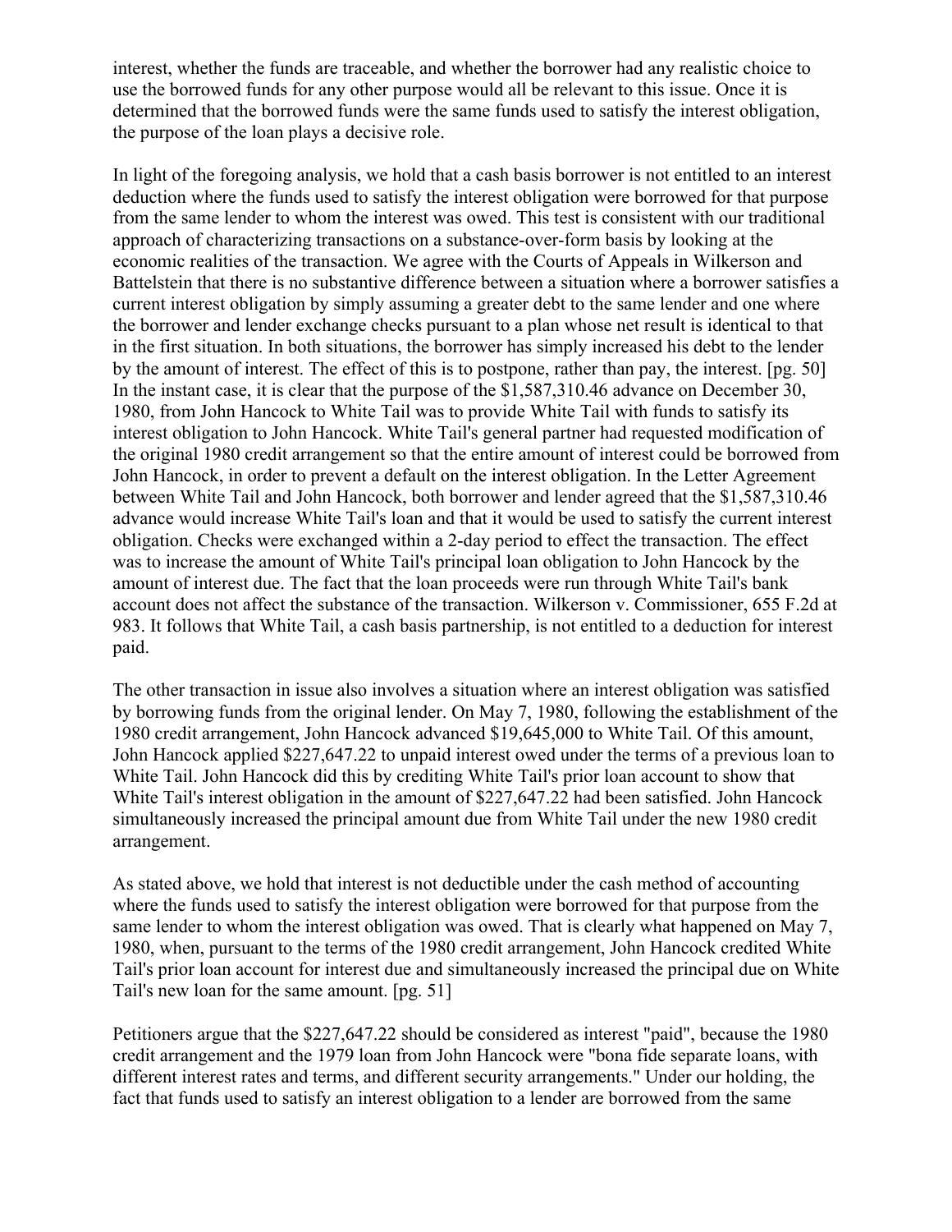interest, whether the funds are traceable, and whether the borrower had any realistic choice to use the borrowed funds for any other purpose would all be relevant to this issue. Once it is determined that the borrowed funds were the same funds used to satisfy the interest obligation, the purpose of the loan plays a decisive role.

In light of the foregoing analysis, we hold that a cash basis borrower is not entitled to an interest deduction where the funds used to satisfy the interest obligation were borrowed for that purpose from the same lender to whom the interest was owed. This test is consistent with our traditional approach of characterizing transactions on a substance-over-form basis by looking at the economic realities of the transaction. We agree with the Courts of Appeals in Wilkerson and Battelstein that there is no substantive difference between a situation where a borrower satisfies a current interest obligation by simply assuming a greater debt to the same lender and one where the borrower and lender exchange checks pursuant to a plan whose net result is identical to that in the first situation. In both situations, the borrower has simply increased his debt to the lender by the amount of interest. The effect of this is to postpone, rather than pay, the interest. [pg. 50] In the instant case, it is clear that the purpose of the $1,587,310.46 advance on December 30, 1980, from John Hancock to White Tail was to provide White Tail with funds to satisfy its interest obligation to John Hancock. White Tail's general partner had requested modification of the original 1980 credit arrangement so that the entire amount of interest could be borrowed from John Hancock, in order to prevent a default on the interest obligation. In the Letter Agreement between White Tail and John Hancock, both borrower and lender agreed that the $1,587,310.46 advance would increase White Tail's loan and that it would be used to satisfy the current interest obligation. Checks were exchanged within a 2-day period to effect the transaction. The effect was to increase the amount of White Tail's principal loan obligation to John Hancock by the amount of interest due. The fact that the loan proceeds were run through White Tail's bank account does not affect the substance of the transaction. Wilkerson v. Commissioner, 655 F.2d at 983. It follows that White Tail, a cash basis partnership, is not entitled to a deduction for interest paid.

The other transaction in issue also involves a situation where an interest obligation was satisfied by borrowing funds from the original lender. On May 7, 1980, following the establishment of the 1980 credit arrangement, John Hancock advanced $19,645,000 to White Tail. Of this amount, John Hancock applied $227,647.22 to unpaid interest owed under the terms of a previous loan to White Tail. John Hancock did this by crediting White Tail's prior loan account to show that White Tail's interest obligation in the amount of $227,647.22 had been satisfied. John Hancock simultaneously increased the principal amount due from White Tail under the new 1980 credit arrangement.

As stated above, we hold that interest is not deductible under the cash method of accounting where the funds used to satisfy the interest obligation were borrowed for that purpose from the same lender to whom the interest obligation was owed. That is clearly what happened on May 7, 1980, when, pursuant to the terms of the 1980 credit arrangement, John Hancock credited White Tail's prior loan account for interest due and simultaneously increased the principal due on White Tail's new loan for the same amount. [pg. 51]

Petitioners argue that the $227,647.22 should be considered as interest "paid", because the 1980 credit arrangement and the 1979 loan from John Hancock were "bona fide separate loans, with different interest rates and terms, and different security arrangements." Under our holding, the fact that funds used to satisfy an interest obligation to a lender are borrowed from the same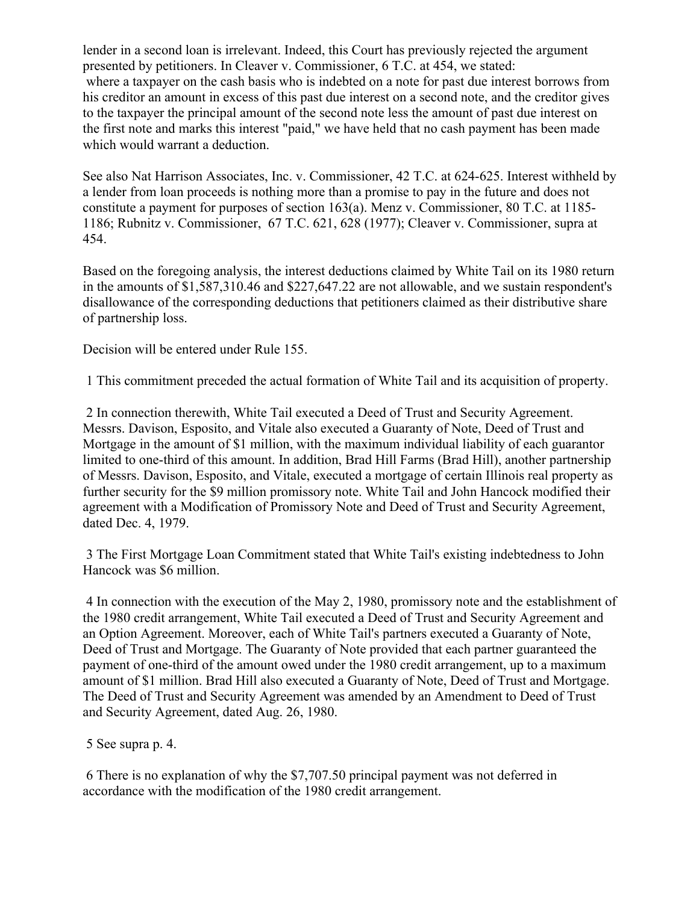lender in a second loan is irrelevant. Indeed, this Court has previously rejected the argument presented by petitioners. In Cleaver v. Commissioner, 6 T.C. at 454, we stated:

> where a taxpayer on the cash basis who is indebted on a note for past due interest borrows from his creditor an amount in excess of this past due interest on a second note, and the creditor gives to the taxpayer the principal amount of the second note less the amount of past due interest on the first note and marks this interest "paid," we have held that no cash payment has been made which would warrant a deduction.

See also Nat Harrison Associates, Inc. v. Commissioner, 42 T.C. at 624-625. Interest withheld by a lender from loan proceeds is nothing more than a promise to pay in the future and does not constitute a payment for purposes of section 163(a). Menz v. Commissioner, 80 T.C. at 1185-1186; Rubnitz v. Commissioner, 67 T.C. 621, 628 (1977); Cleaver v. Commissioner, supra at 454.

Based on the foregoing analysis, the interest deductions claimed by White Tail on its 1980 return in the amounts of $1,587,310.46 and $227,647.22 are not allowable, and we sustain respondent's disallowance of the corresponding deductions that petitioners claimed as their distributive share of partnership loss.

Decision will be entered under Rule 155.

1 This commitment preceded the actual formation of White Tail and its acquisition of property.

2 In connection therewith, White Tail executed a Deed of Trust and Security Agreement. Messrs. Davison, Esposito, and Vitale also executed a Guaranty of Note, Deed of Trust and Mortgage in the amount of $1 million, with the maximum individual liability of each guarantor limited to one-third of this amount. In addition, Brad Hill Farms (Brad Hill), another partnership of Messrs. Davison, Esposito, and Vitale, executed a mortgage of certain Illinois real property as further security for the $9 million promissory note. White Tail and John Hancock modified their agreement with a Modification of Promissory Note and Deed of Trust and Security Agreement, dated Dec. 4, 1979.

3 The First Mortgage Loan Commitment stated that White Tail's existing indebtedness to John Hancock was $6 million.

4 In connection with the execution of the May 2, 1980, promissory note and the establishment of the 1980 credit arrangement, White Tail executed a Deed of Trust and Security Agreement and an Option Agreement. Moreover, each of White Tail's partners executed a Guaranty of Note, Deed of Trust and Mortgage. The Guaranty of Note provided that each partner guaranteed the payment of one-third of the amount owed under the 1980 credit arrangement, up to a maximum amount of $1 million. Brad Hill also executed a Guaranty of Note, Deed of Trust and Mortgage. The Deed of Trust and Security Agreement was amended by an Amendment to Deed of Trust and Security Agreement, dated Aug. 26, 1980.

5 See supra p. 4.

6 There is no explanation of why the $7,707.50 principal payment was not deferred in accordance with the modification of the 1980 credit arrangement.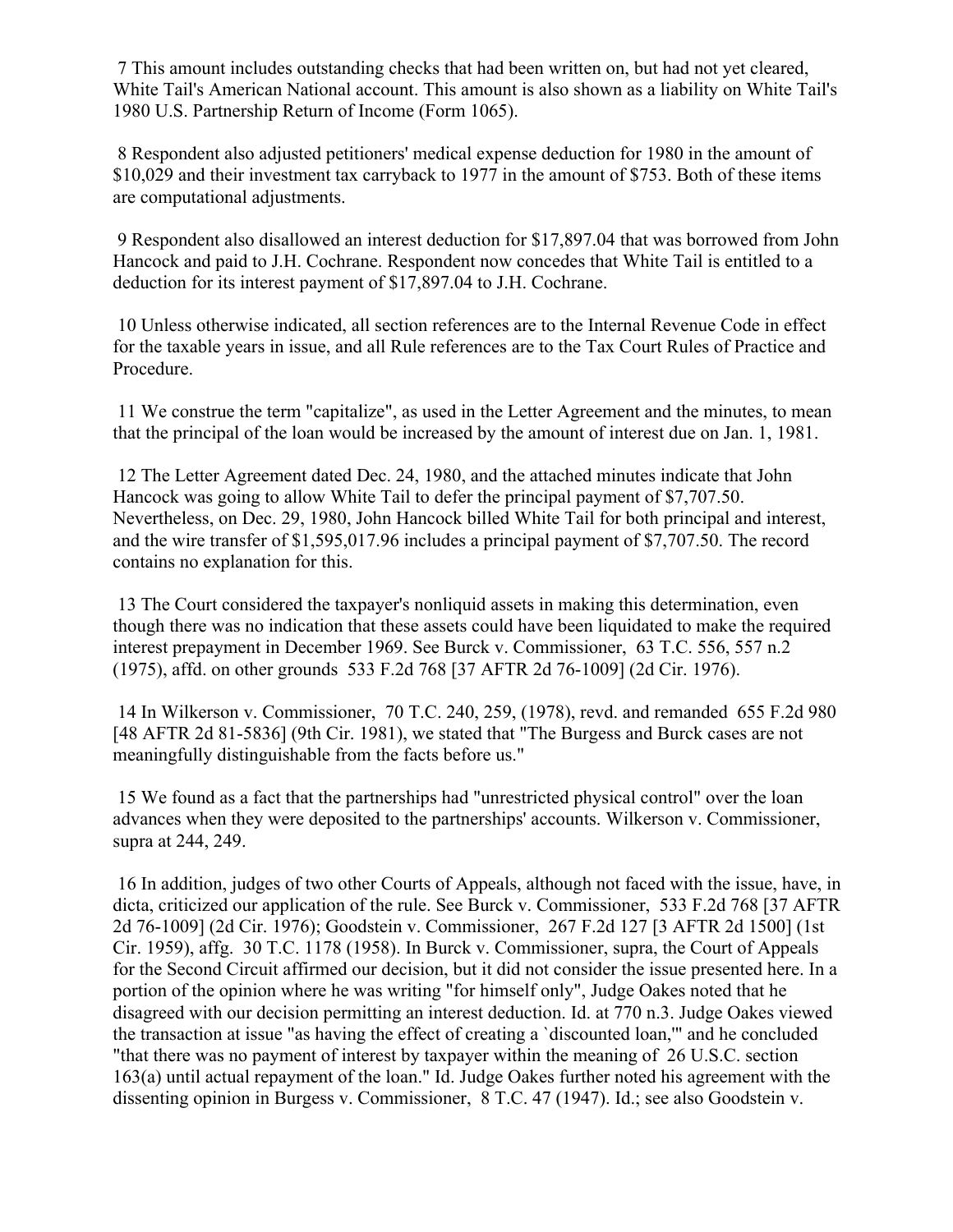7 This amount includes outstanding checks that had been written on, but had not yet cleared, White Tail's American National account. This amount is also shown as a liability on White Tail's 1980 U.S. Partnership Return of Income (Form 1065).

8 Respondent also adjusted petitioners' medical expense deduction for 1980 in the amount of $10,029 and their investment tax carryback to 1977 in the amount of $753. Both of these items are computational adjustments.

9 Respondent also disallowed an interest deduction for $17,897.04 that was borrowed from John Hancock and paid to J.H. Cochrane. Respondent now concedes that White Tail is entitled to a deduction for its interest payment of $17,897.04 to J.H. Cochrane.

10 Unless otherwise indicated, all section references are to the Internal Revenue Code in effect for the taxable years in issue, and all Rule references are to the Tax Court Rules of Practice and Procedure.

11 We construe the term "capitalize", as used in the Letter Agreement and the minutes, to mean that the principal of the loan would be increased by the amount of interest due on Jan. 1, 1981.

12 The Letter Agreement dated Dec. 24, 1980, and the attached minutes indicate that John Hancock was going to allow White Tail to defer the principal payment of $7,707.50. Nevertheless, on Dec. 29, 1980, John Hancock billed White Tail for both principal and interest, and the wire transfer of $1,595,017.96 includes a principal payment of $7,707.50. The record contains no explanation for this.

13 The Court considered the taxpayer's nonliquid assets in making this determination, even though there was no indication that these assets could have been liquidated to make the required interest prepayment in December 1969. See Burck v. Commissioner, 63 T.C. 556, 557 n.2 (1975), affd. on other grounds 533 F.2d 768 [37 AFTR 2d 76-1009] (2d Cir. 1976).

14 In Wilkerson v. Commissioner, 70 T.C. 240, 259, (1978), revd. and remanded 655 F.2d 980 [48 AFTR 2d 81-5836] (9th Cir. 1981), we stated that "The Burgess and Burck cases are not meaningfully distinguishable from the facts before us."

15 We found as a fact that the partnerships had "unrestricted physical control" over the loan advances when they were deposited to the partnerships' accounts. Wilkerson v. Commissioner, supra at 244, 249.

16 In addition, judges of two other Courts of Appeals, although not faced with the issue, have, in dicta, criticized our application of the rule. See Burck v. Commissioner, 533 F.2d 768 [37 AFTR 2d 76-1009] (2d Cir. 1976); Goodstein v. Commissioner, 267 F.2d 127 [3 AFTR 2d 1500] (1st Cir. 1959), affg. 30 T.C. 1178 (1958). In Burck v. Commissioner, supra, the Court of Appeals for the Second Circuit affirmed our decision, but it did not consider the issue presented here. In a portion of the opinion where he was writing "for himself only", Judge Oakes noted that he disagreed with our decision permitting an interest deduction. Id. at 770 n.3. Judge Oakes viewed the transaction at issue "as having the effect of creating a `discounted loan,'" and he concluded "that there was no payment of interest by taxpayer within the meaning of 26 U.S.C. section 163(a) until actual repayment of the loan." Id. Judge Oakes further noted his agreement with the dissenting opinion in Burgess v. Commissioner, 8 T.C. 47 (1947). Id.; see also Goodstein v.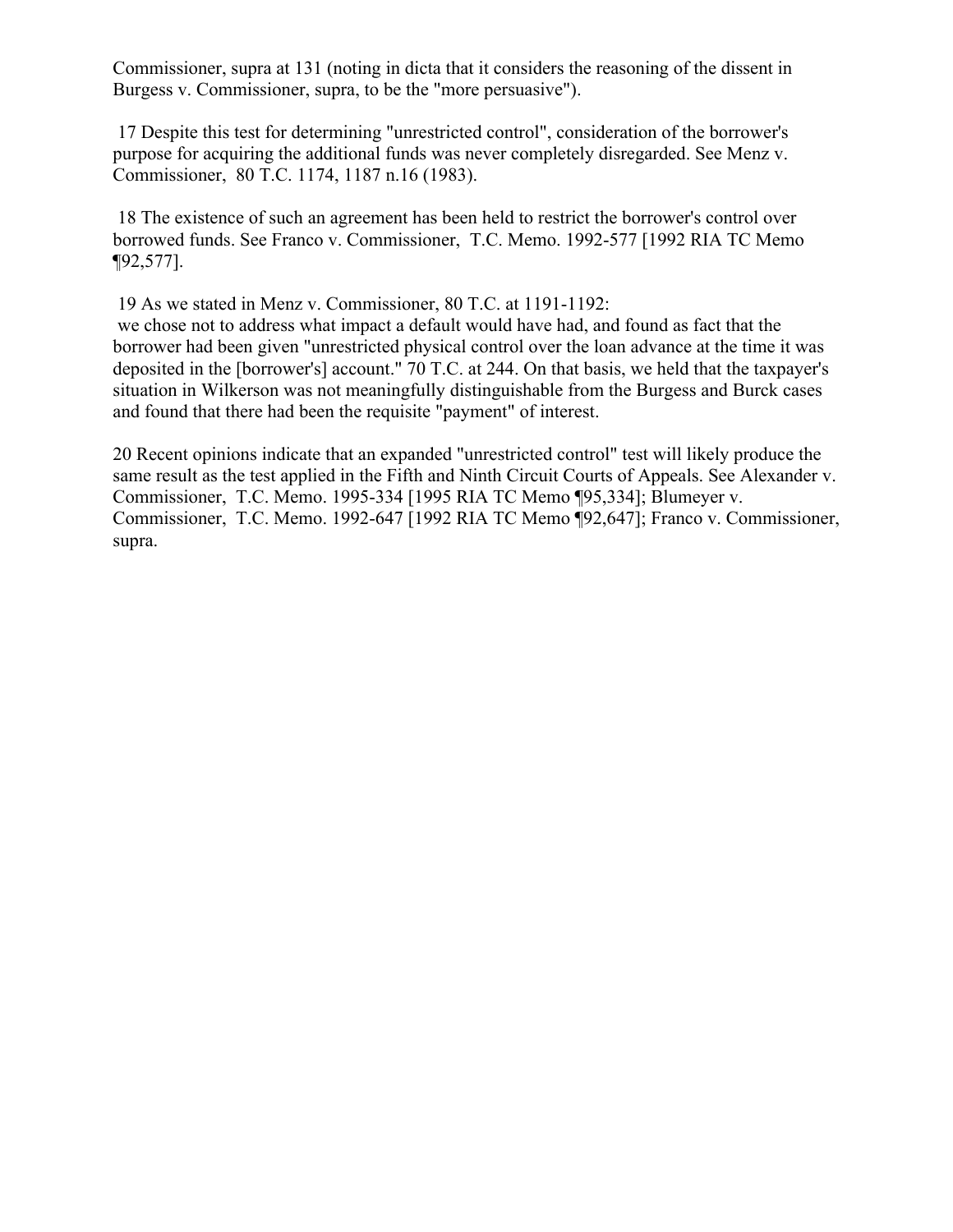Commissioner, supra at 131 (noting in dicta that it considers the reasoning of the dissent in Burgess v. Commissioner, supra, to be the "more persuasive").

17 Despite this test for determining "unrestricted control", consideration of the borrower's purpose for acquiring the additional funds was never completely disregarded. See Menz v. Commissioner, 80 T.C. 1174, 1187 n.16 (1983).

18 The existence of such an agreement has been held to restrict the borrower's control over borrowed funds. See Franco v. Commissioner, T.C. Memo. 1992-577 [1992 RIA TC Memo ¶92,577].

19 As we stated in Menz v. Commissioner, 80 T.C. at 1191-1192:
we chose not to address what impact a default would have had, and found as fact that the borrower had been given "unrestricted physical control over the loan advance at the time it was deposited in the [borrower's] account." 70 T.C. at 244. On that basis, we held that the taxpayer's situation in Wilkerson was not meaningfully distinguishable from the Burgess and Burck cases and found that there had been the requisite "payment" of interest.

20 Recent opinions indicate that an expanded "unrestricted control" test will likely produce the same result as the test applied in the Fifth and Ninth Circuit Courts of Appeals. See Alexander v. Commissioner, T.C. Memo. 1995-334 [1995 RIA TC Memo ¶95,334]; Blumeyer v. Commissioner, T.C. Memo. 1992-647 [1992 RIA TC Memo ¶92,647]; Franco v. Commissioner, supra.